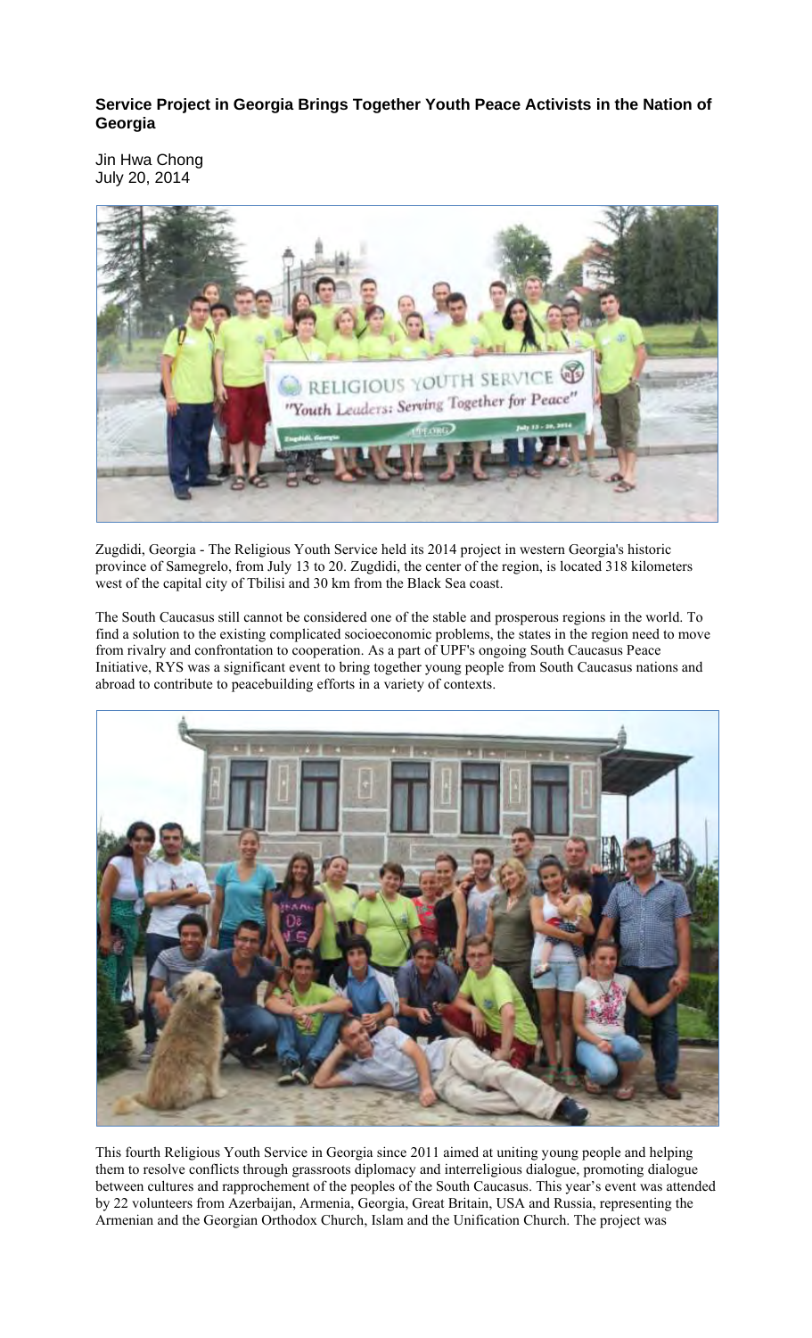**Service Project in Georgia Brings Together Youth Peace Activists in the Nation of Georgia**

Jin Hwa Chong
July 20, 2014

Zugdidi, Georgia - The Religious Youth Service held its 2014 project in western Georgia's historic province of Samegrelo, from July 13 to 20. Zugdidi, the center of the region, is located 318 kilometers west of the capital city of Tbilisi and 30 km from the Black Sea coast.

The South Caucasus still cannot be considered one of the stable and prosperous regions in the world. To find a solution to the existing complicated socioeconomic problems, the states in the region need to move from rivalry and confrontation to cooperation. As a part of UPF's ongoing South Caucasus Peace Initiative, RYS was a significant event to bring together young people from South Caucasus nations and abroad to contribute to peacebuilding efforts in a variety of contexts.

This fourth Religious Youth Service in Georgia since 2011 aimed at uniting young people and helping them to resolve conflicts through grassroots diplomacy and interreligious dialogue, promoting dialogue between cultures and rapprochement of the peoples of the South Caucasus. This year's event was attended by 22 volunteers from Azerbaijan, Armenia, Georgia, Great Britain, USA and Russia, representing the Armenian and the Georgian Orthodox Church, Islam and the Unification Church. The project was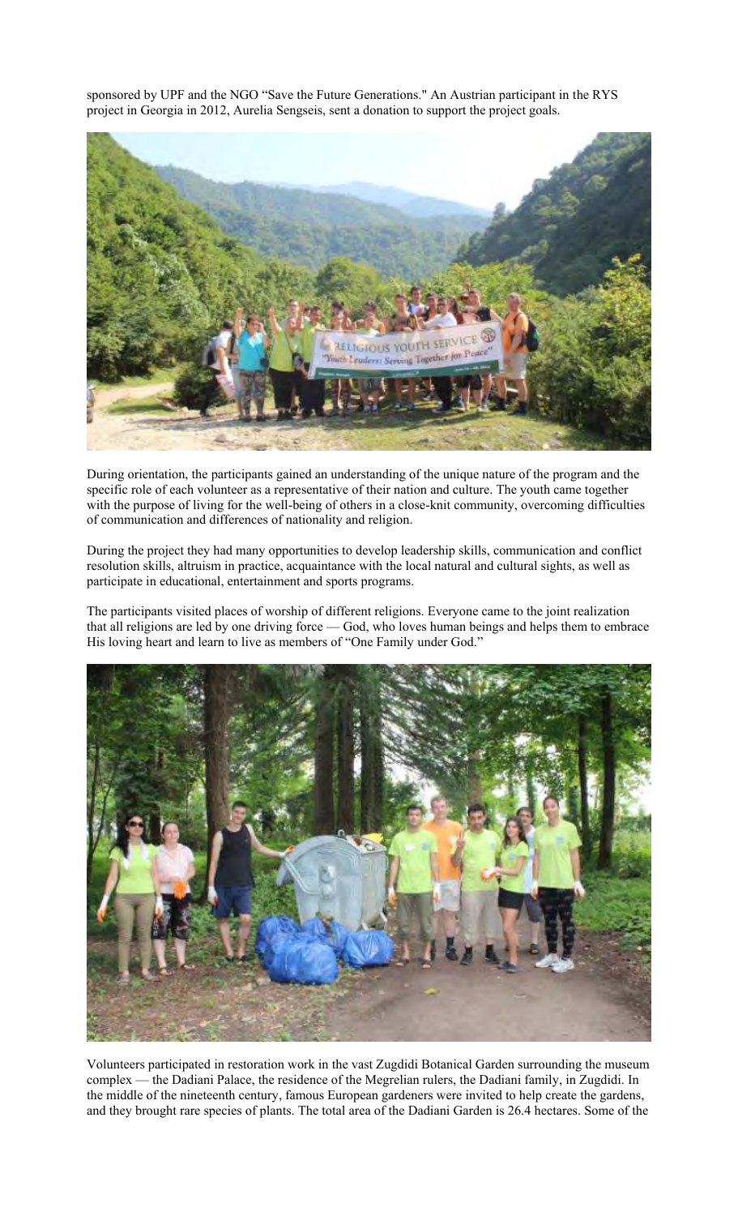sponsored by UPF and the NGO "Save the Future Generations." An Austrian participant in the RYS project in Georgia in 2012, Aurelia Sengseis, sent a donation to support the project goals.

During orientation, the participants gained an understanding of the unique nature of the program and the specific role of each volunteer as a representative of their nation and culture. The youth came together with the purpose of living for the well-being of others in a close-knit community, overcoming difficulties of communication and differences of nationality and religion.

During the project they had many opportunities to develop leadership skills, communication and conflict resolution skills, altruism in practice, acquaintance with the local natural and cultural sights, as well as participate in educational, entertainment and sports programs.

The participants visited places of worship of different religions. Everyone came to the joint realization that all religions are led by one driving force — God, who loves human beings and helps them to embrace His loving heart and learn to live as members of "One Family under God."

Volunteers participated in restoration work in the vast Zugdidi Botanical Garden surrounding the museum complex — the Dadiani Palace, the residence of the Megrelian rulers, the Dadiani family, in Zugdidi. In the middle of the nineteenth century, famous European gardeners were invited to help create the gardens, and they brought rare species of plants. The total area of the Dadiani Garden is 26.4 hectares. Some of the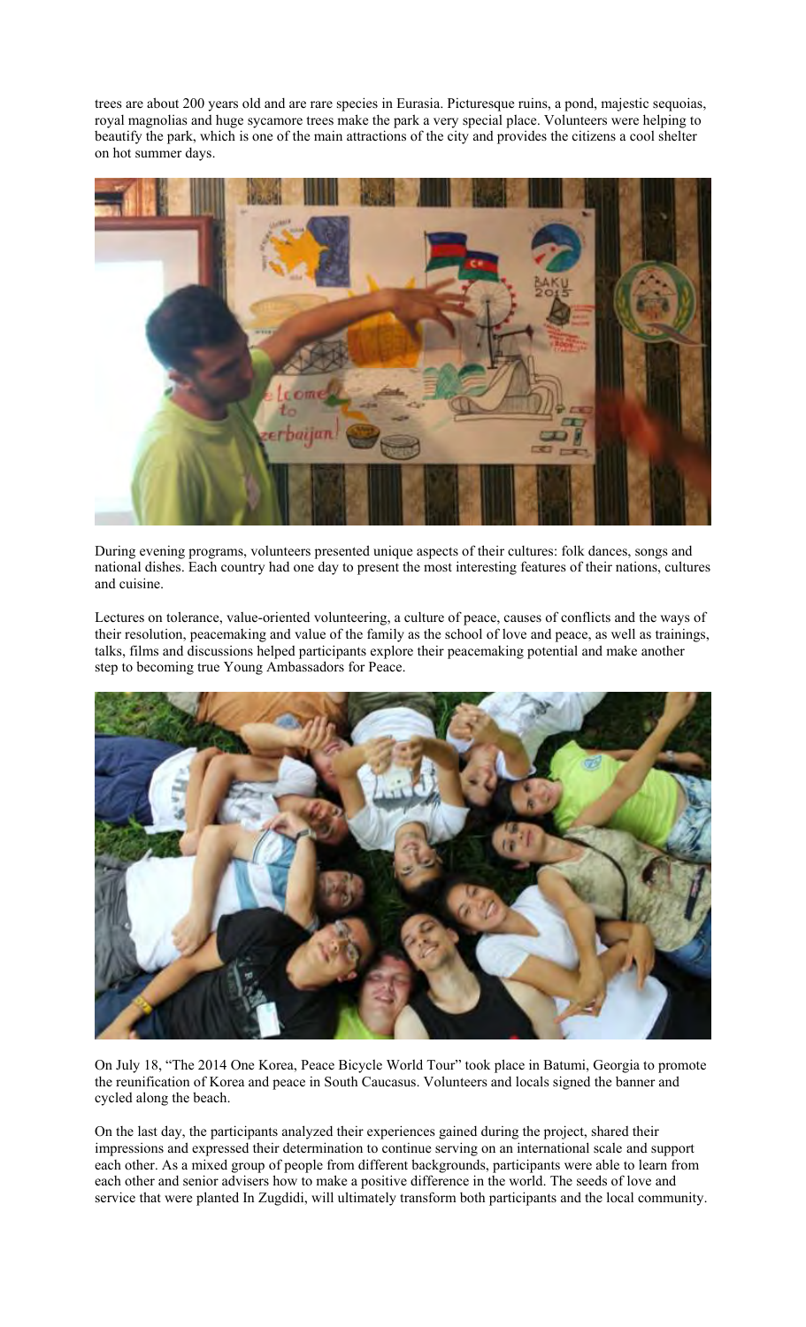trees are about 200 years old and are rare species in Eurasia. Picturesque ruins, a pond, majestic sequoias, royal magnolias and huge sycamore trees make the park a very special place. Volunteers were helping to beautify the park, which is one of the main attractions of the city and provides the citizens a cool shelter on hot summer days.

During evening programs, volunteers presented unique aspects of their cultures: folk dances, songs and national dishes. Each country had one day to present the most interesting features of their nations, cultures and cuisine.

Lectures on tolerance, value-oriented volunteering, a culture of peace, causes of conflicts and the ways of their resolution, peacemaking and value of the family as the school of love and peace, as well as trainings, talks, films and discussions helped participants explore their peacemaking potential and make another step to becoming true Young Ambassadors for Peace.

On July 18, "The 2014 One Korea, Peace Bicycle World Tour" took place in Batumi, Georgia to promote the reunification of Korea and peace in South Caucasus. Volunteers and locals signed the banner and cycled along the beach.

On the last day, the participants analyzed their experiences gained during the project, shared their impressions and expressed their determination to continue serving on an international scale and support each other. As a mixed group of people from different backgrounds, participants were able to learn from each other and senior advisers how to make a positive difference in the world. The seeds of love and service that were planted In Zugdidi, will ultimately transform both participants and the local community.